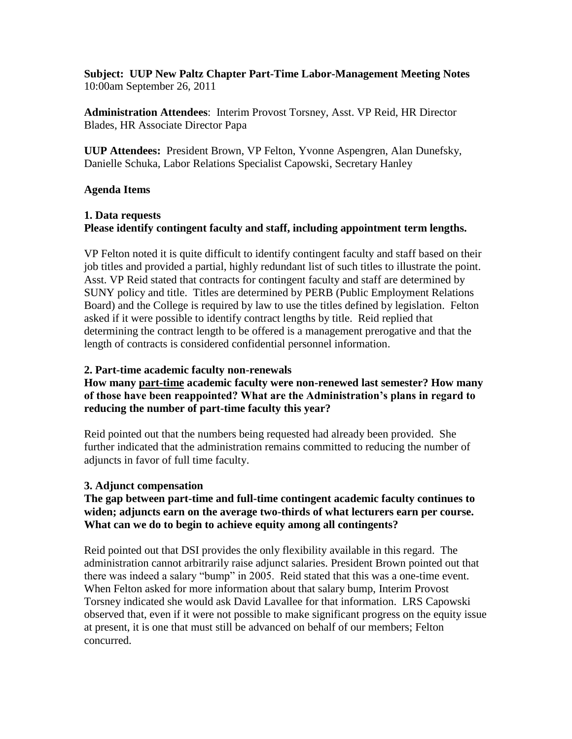**Subject: UUP New Paltz Chapter Part-Time Labor-Management Meeting Notes**
10:00am September 26, 2011

**Administration Attendees**: Interim Provost Torsney, Asst. VP Reid, HR Director Blades, HR Associate Director Papa

**UUP Attendees:** President Brown, VP Felton, Yvonne Aspengren, Alan Dunefsky, Danielle Schuka, Labor Relations Specialist Capowski, Secretary Hanley

**Agenda Items**

**1. Data requests**
**Please identify contingent faculty and staff, including appointment term lengths.**

VP Felton noted it is quite difficult to identify contingent faculty and staff based on their job titles and provided a partial, highly redundant list of such titles to illustrate the point. Asst. VP Reid stated that contracts for contingent faculty and staff are determined by SUNY policy and title. Titles are determined by PERB (Public Employment Relations Board) and the College is required by law to use the titles defined by legislation. Felton asked if it were possible to identify contract lengths by title. Reid replied that determining the contract length to be offered is a management prerogative and that the length of contracts is considered confidential personnel information.

**2. Part-time academic faculty non-renewals**
**How many <u>part-time</u> academic faculty were non-renewed last semester? How many of those have been reappointed? What are the Administration's plans in regard to reducing the number of part-time faculty this year?**

Reid pointed out that the numbers being requested had already been provided. She further indicated that the administration remains committed to reducing the number of adjuncts in favor of full time faculty.

**3. Adjunct compensation**
**The gap between part-time and full-time contingent academic faculty continues to widen; adjuncts earn on the average two-thirds of what lecturers earn per course. What can we do to begin to achieve equity among all contingents?**

Reid pointed out that DSI provides the only flexibility available in this regard. The administration cannot arbitrarily raise adjunct salaries. President Brown pointed out that there was indeed a salary "bump" in 2005. Reid stated that this was a one-time event. When Felton asked for more information about that salary bump, Interim Provost Torsney indicated she would ask David Lavallee for that information. LRS Capowski observed that, even if it were not possible to make significant progress on the equity issue at present, it is one that must still be advanced on behalf of our members; Felton concurred.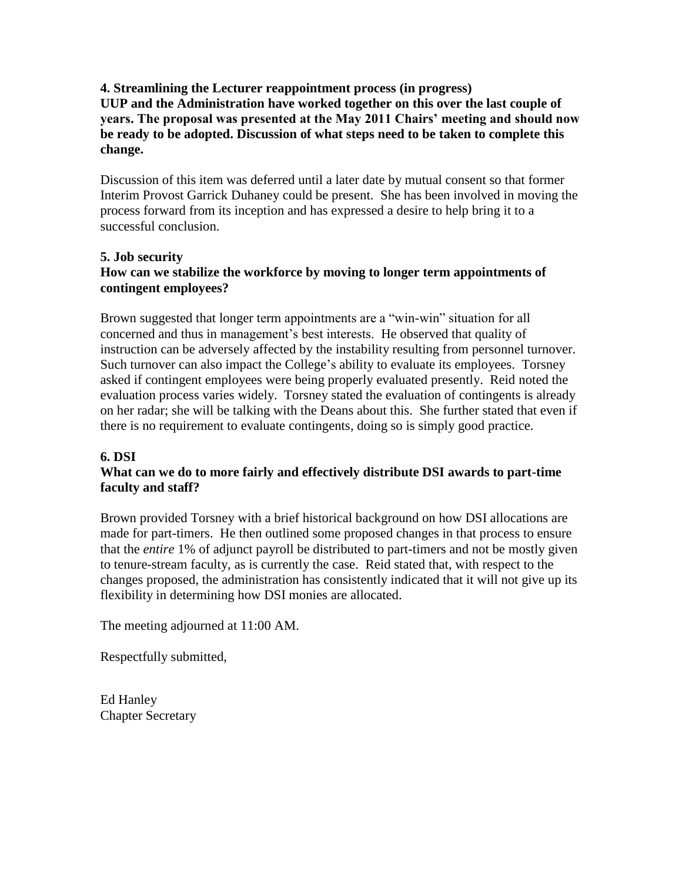**4. Streamlining the Lecturer reappointment process (in progress)**
**UUP and the Administration have worked together on this over the last couple of years. The proposal was presented at the May 2011 Chairs' meeting and should now be ready to be adopted. Discussion of what steps need to be taken to complete this change.**

Discussion of this item was deferred until a later date by mutual consent so that former Interim Provost Garrick Duhaney could be present. She has been involved in moving the process forward from its inception and has expressed a desire to help bring it to a successful conclusion.

**5. Job security**
**How can we stabilize the workforce by moving to longer term appointments of contingent employees?**

Brown suggested that longer term appointments are a "win-win" situation for all concerned and thus in management's best interests. He observed that quality of instruction can be adversely affected by the instability resulting from personnel turnover. Such turnover can also impact the College's ability to evaluate its employees. Torsney asked if contingent employees were being properly evaluated presently. Reid noted the evaluation process varies widely. Torsney stated the evaluation of contingents is already on her radar; she will be talking with the Deans about this. She further stated that even if there is no requirement to evaluate contingents, doing so is simply good practice.

**6. DSI**
**What can we do to more fairly and effectively distribute DSI awards to part-time faculty and staff?**

Brown provided Torsney with a brief historical background on how DSI allocations are made for part-timers. He then outlined some proposed changes in that process to ensure that the *entire* 1% of adjunct payroll be distributed to part-timers and not be mostly given to tenure-stream faculty, as is currently the case. Reid stated that, with respect to the changes proposed, the administration has consistently indicated that it will not give up its flexibility in determining how DSI monies are allocated.

The meeting adjourned at 11:00 AM.

Respectfully submitted,

Ed Hanley
Chapter Secretary